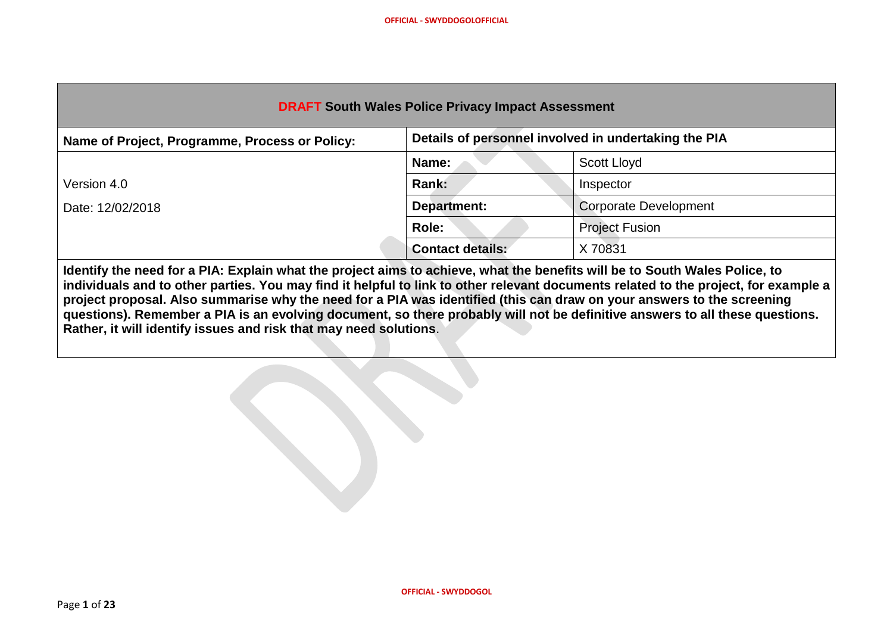| **DRAFT South Wales Police Privacy Impact Assessment** | | |
|---|---|---|
| **Name of Project, Programme, Process or Policy:** | **Details of personnel involved in undertaking the PIA** | |
| Version 4.0<br><br>Date: 12/02/2018 | **Name:** | Scott Lloyd |
| | **Rank:** | Inspector |
| | **Department:** | Corporate Development |
| | **Role:** | Project Fusion |
| | **Contact details:** | X 70831 |

**Identify the need for a PIA: Explain what the project aims to achieve, what the benefits will be to South Wales Police, to individuals and to other parties. You may find it helpful to link to other relevant documents related to the project, for example a project proposal. Also summarise why the need for a PIA was identified (this can draw on your answers to the screening questions). Remember a PIA is an evolving document, so there probably will not be definitive answers to all these questions. Rather, it will identify issues and risk that may need solutions**.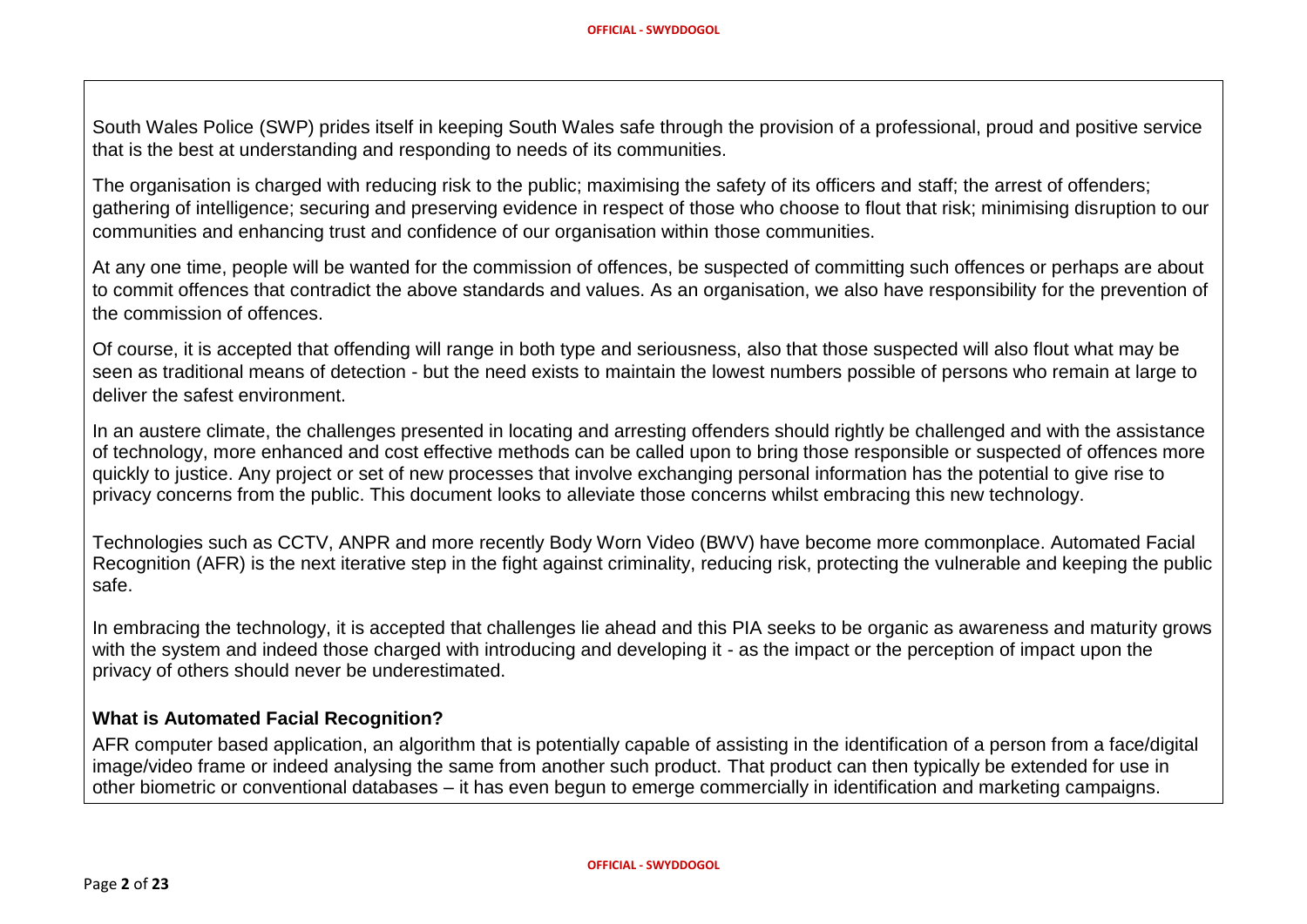South Wales Police (SWP) prides itself in keeping South Wales safe through the provision of a professional, proud and positive service that is the best at understanding and responding to needs of its communities.

The organisation is charged with reducing risk to the public; maximising the safety of its officers and staff; the arrest of offenders; gathering of intelligence; securing and preserving evidence in respect of those who choose to flout that risk; minimising disruption to our communities and enhancing trust and confidence of our organisation within those communities.

At any one time, people will be wanted for the commission of offences, be suspected of committing such offences or perhaps are about to commit offences that contradict the above standards and values. As an organisation, we also have responsibility for the prevention of the commission of offences.

Of course, it is accepted that offending will range in both type and seriousness, also that those suspected will also flout what may be seen as traditional means of detection - but the need exists to maintain the lowest numbers possible of persons who remain at large to deliver the safest environment.

In an austere climate, the challenges presented in locating and arresting offenders should rightly be challenged and with the assistance of technology, more enhanced and cost effective methods can be called upon to bring those responsible or suspected of offences more quickly to justice. Any project or set of new processes that involve exchanging personal information has the potential to give rise to privacy concerns from the public. This document looks to alleviate those concerns whilst embracing this new technology.

Technologies such as CCTV, ANPR and more recently Body Worn Video (BWV) have become more commonplace. Automated Facial Recognition (AFR) is the next iterative step in the fight against criminality, reducing risk, protecting the vulnerable and keeping the public safe.

In embracing the technology, it is accepted that challenges lie ahead and this PIA seeks to be organic as awareness and maturity grows with the system and indeed those charged with introducing and developing it - as the impact or the perception of impact upon the privacy of others should never be underestimated.

**What is Automated Facial Recognition?**

AFR computer based application, an algorithm that is potentially capable of assisting in the identification of a person from a face/digital image/video frame or indeed analysing the same from another such product. That product can then typically be extended for use in other biometric or conventional databases – it has even begun to emerge commercially in identification and marketing campaigns.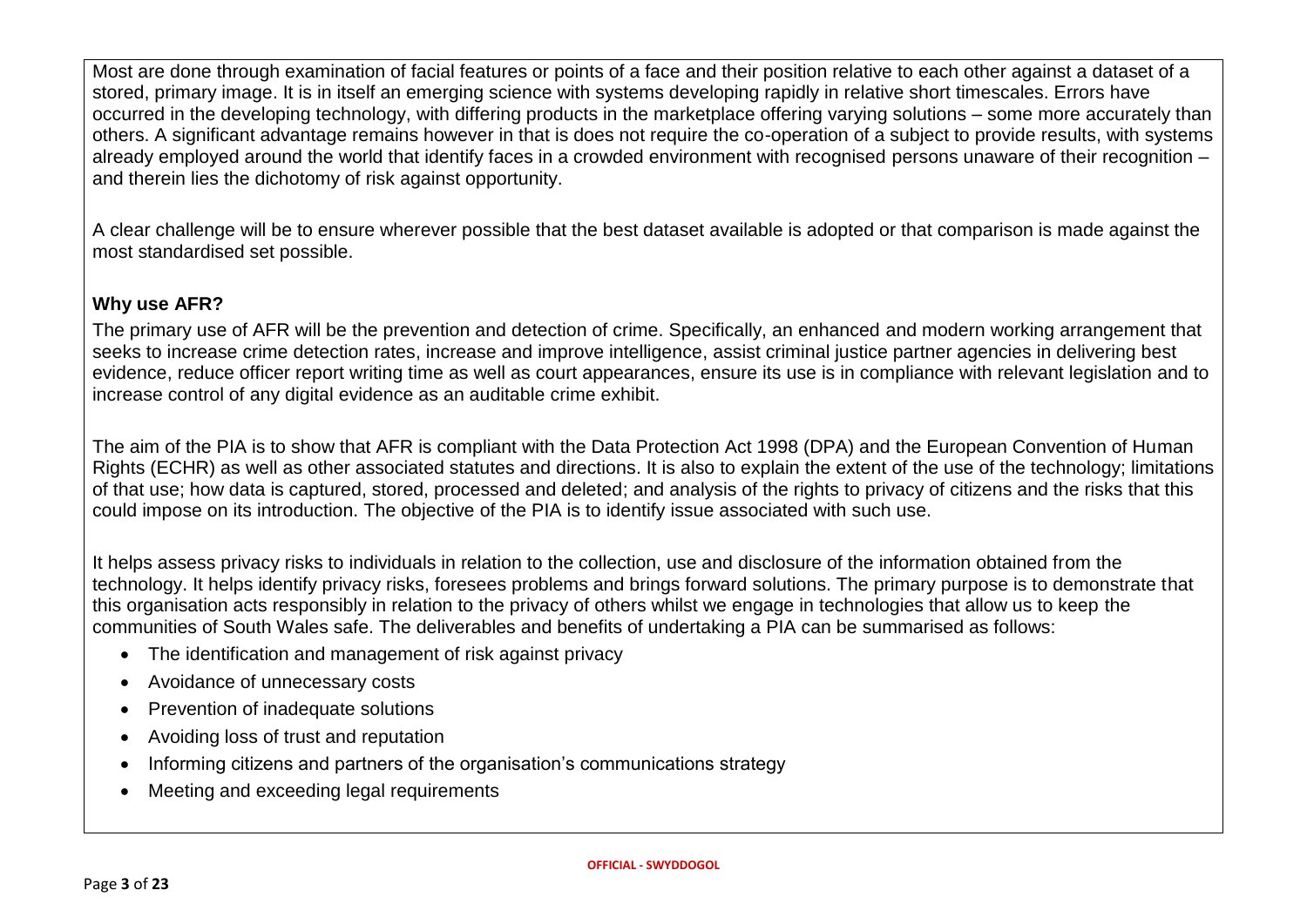Most are done through examination of facial features or points of a face and their position relative to each other against a dataset of a stored, primary image. It is in itself an emerging science with systems developing rapidly in relative short timescales. Errors have occurred in the developing technology, with differing products in the marketplace offering varying solutions – some more accurately than others. A significant advantage remains however in that is does not require the co-operation of a subject to provide results, with systems already employed around the world that identify faces in a crowded environment with recognised persons unaware of their recognition – and therein lies the dichotomy of risk against opportunity.

A clear challenge will be to ensure wherever possible that the best dataset available is adopted or that comparison is made against the most standardised set possible.

### Why use AFR?

The primary use of AFR will be the prevention and detection of crime. Specifically, an enhanced and modern working arrangement that seeks to increase crime detection rates, increase and improve intelligence, assist criminal justice partner agencies in delivering best evidence, reduce officer report writing time as well as court appearances, ensure its use is in compliance with relevant legislation and to increase control of any digital evidence as an auditable crime exhibit.

The aim of the PIA is to show that AFR is compliant with the Data Protection Act 1998 (DPA) and the European Convention of Human Rights (ECHR) as well as other associated statutes and directions. It is also to explain the extent of the use of the technology; limitations of that use; how data is captured, stored, processed and deleted; and analysis of the rights to privacy of citizens and the risks that this could impose on its introduction. The objective of the PIA is to identify issue associated with such use.

It helps assess privacy risks to individuals in relation to the collection, use and disclosure of the information obtained from the technology. It helps identify privacy risks, foresees problems and brings forward solutions. The primary purpose is to demonstrate that this organisation acts responsibly in relation to the privacy of others whilst we engage in technologies that allow us to keep the communities of South Wales safe. The deliverables and benefits of undertaking a PIA can be summarised as follows:

- The identification and management of risk against privacy
- Avoidance of unnecessary costs
- Prevention of inadequate solutions
- Avoiding loss of trust and reputation
- Informing citizens and partners of the organisation's communications strategy
- Meeting and exceeding legal requirements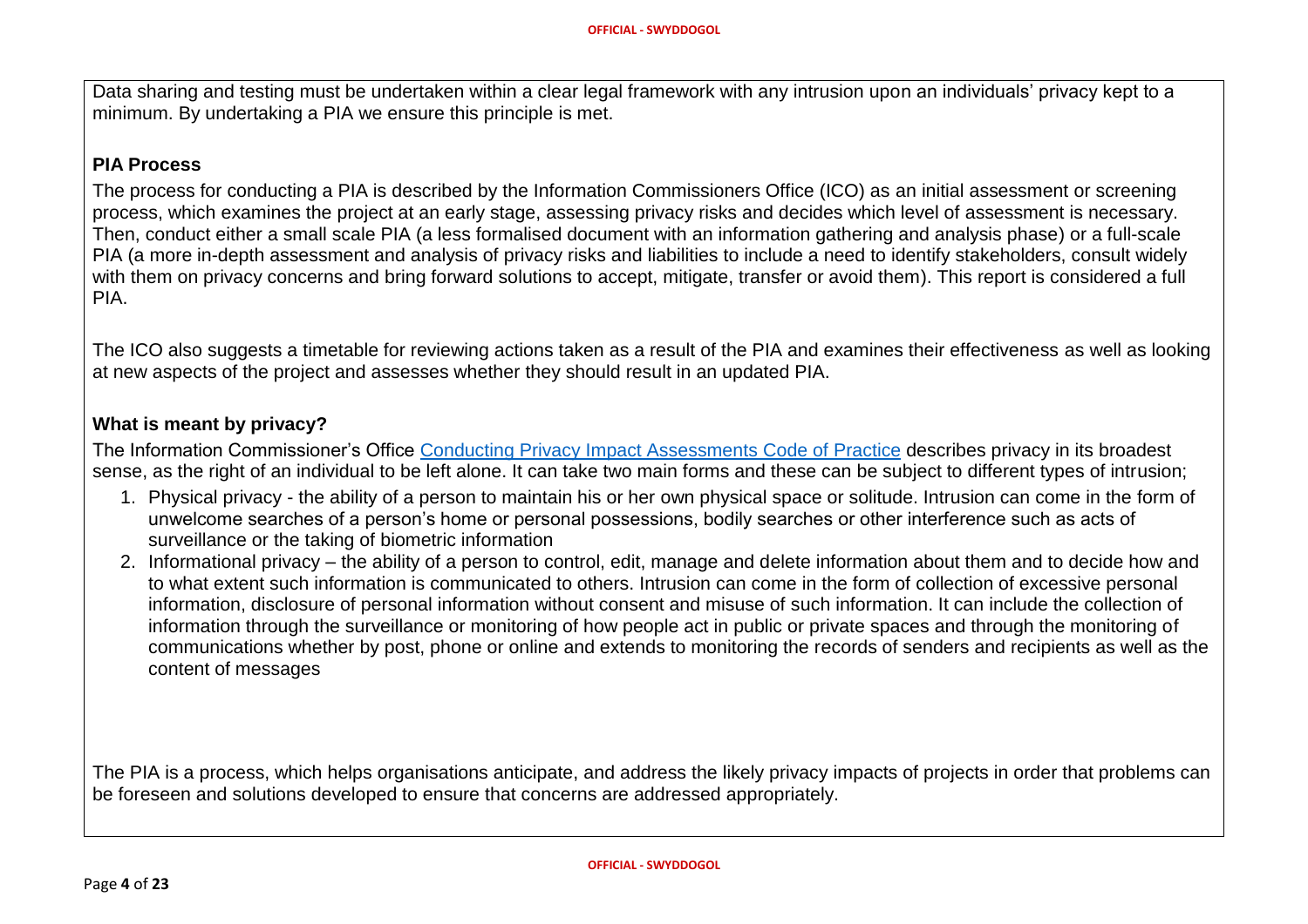Data sharing and testing must be undertaken within a clear legal framework with any intrusion upon an individuals' privacy kept to a minimum. By undertaking a PIA we ensure this principle is met.

**PIA Process**

The process for conducting a PIA is described by the Information Commissioners Office (ICO) as an initial assessment or screening process, which examines the project at an early stage, assessing privacy risks and decides which level of assessment is necessary. Then, conduct either a small scale PIA (a less formalised document with an information gathering and analysis phase) or a full-scale PIA (a more in-depth assessment and analysis of privacy risks and liabilities to include a need to identify stakeholders, consult widely with them on privacy concerns and bring forward solutions to accept, mitigate, transfer or avoid them). This report is considered a full PIA.

The ICO also suggests a timetable for reviewing actions taken as a result of the PIA and examines their effectiveness as well as looking at new aspects of the project and assesses whether they should result in an updated PIA.

**What is meant by privacy?**

The Information Commissioner's Office Conducting Privacy Impact Assessments Code of Practice describes privacy in its broadest sense, as the right of an individual to be left alone. It can take two main forms and these can be subject to different types of intrusion;

1. Physical privacy - the ability of a person to maintain his or her own physical space or solitude. Intrusion can come in the form of unwelcome searches of a person's home or personal possessions, bodily searches or other interference such as acts of surveillance or the taking of biometric information
2. Informational privacy – the ability of a person to control, edit, manage and delete information about them and to decide how and to what extent such information is communicated to others. Intrusion can come in the form of collection of excessive personal information, disclosure of personal information without consent and misuse of such information. It can include the collection of information through the surveillance or monitoring of how people act in public or private spaces and through the monitoring of communications whether by post, phone or online and extends to monitoring the records of senders and recipients as well as the content of messages

The PIA is a process, which helps organisations anticipate, and address the likely privacy impacts of projects in order that problems can be foreseen and solutions developed to ensure that concerns are addressed appropriately.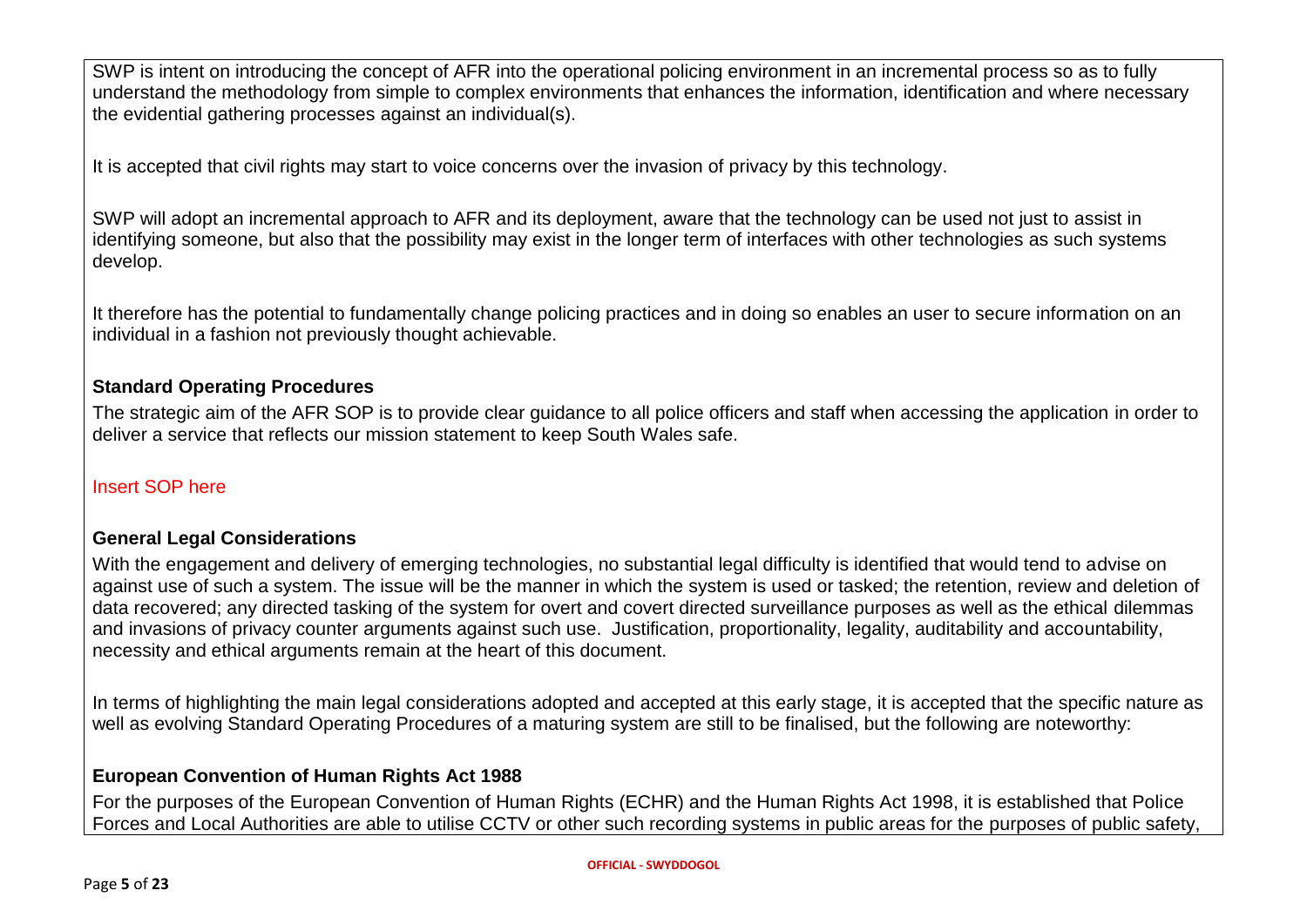SWP is intent on introducing the concept of AFR into the operational policing environment in an incremental process so as to fully understand the methodology from simple to complex environments that enhances the information, identification and where necessary the evidential gathering processes against an individual(s).

It is accepted that civil rights may start to voice concerns over the invasion of privacy by this technology.

SWP will adopt an incremental approach to AFR and its deployment, aware that the technology can be used not just to assist in identifying someone, but also that the possibility may exist in the longer term of interfaces with other technologies as such systems develop.

It therefore has the potential to fundamentally change policing practices and in doing so enables an user to secure information on an individual in a fashion not previously thought achievable.

**Standard Operating Procedures**

The strategic aim of the AFR SOP is to provide clear guidance to all police officers and staff when accessing the application in order to deliver a service that reflects our mission statement to keep South Wales safe.

Insert SOP here

**General Legal Considerations**

With the engagement and delivery of emerging technologies, no substantial legal difficulty is identified that would tend to advise on against use of such a system. The issue will be the manner in which the system is used or tasked; the retention, review and deletion of data recovered; any directed tasking of the system for overt and covert directed surveillance purposes as well as the ethical dilemmas and invasions of privacy counter arguments against such use. Justification, proportionality, legality, auditability and accountability, necessity and ethical arguments remain at the heart of this document.

In terms of highlighting the main legal considerations adopted and accepted at this early stage, it is accepted that the specific nature as well as evolving Standard Operating Procedures of a maturing system are still to be finalised, but the following are noteworthy:

**European Convention of Human Rights Act 1988**

For the purposes of the European Convention of Human Rights (ECHR) and the Human Rights Act 1998, it is established that Police Forces and Local Authorities are able to utilise CCTV or other such recording systems in public areas for the purposes of public safety,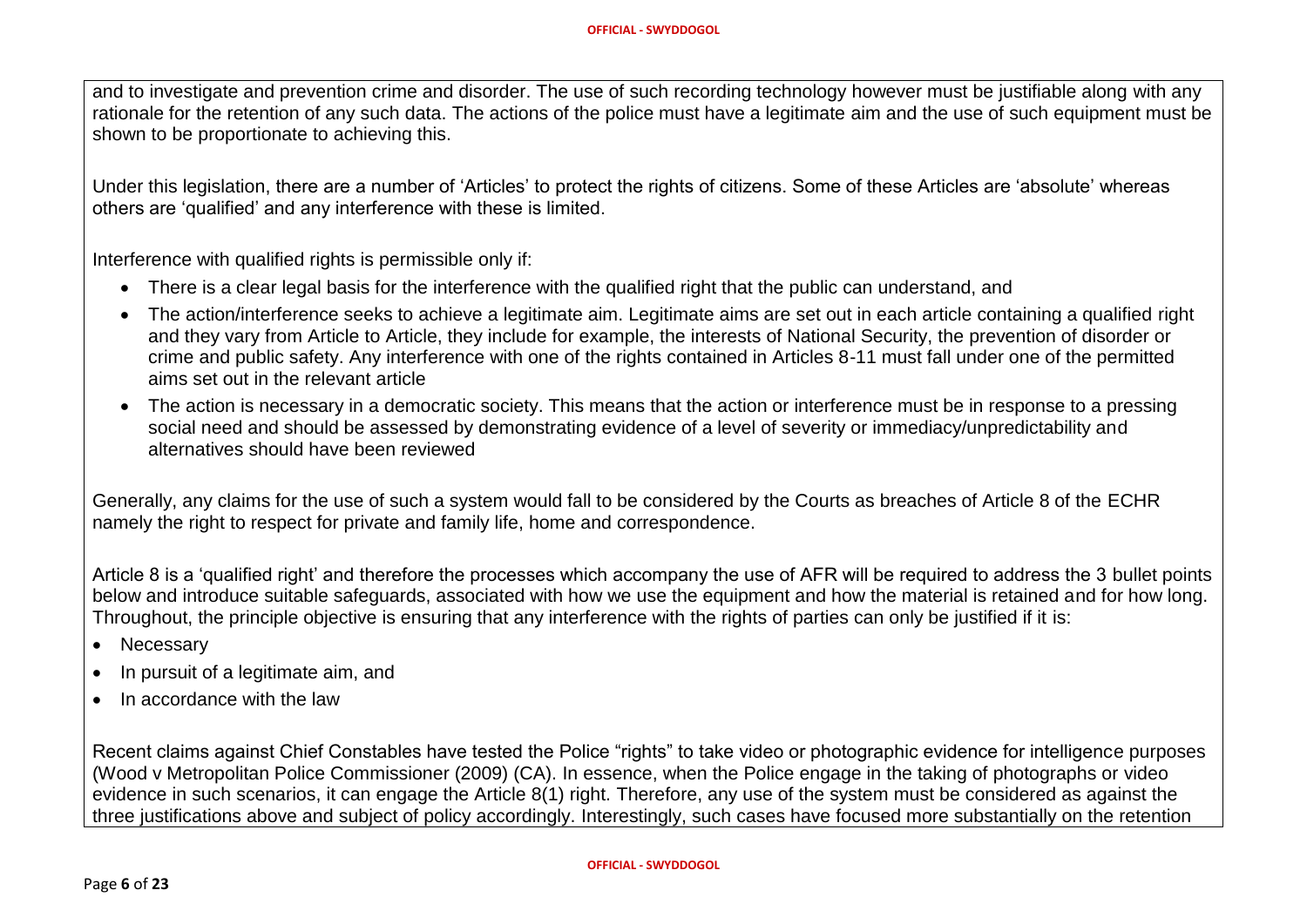and to investigate and prevention crime and disorder. The use of such recording technology however must be justifiable along with any rationale for the retention of any such data. The actions of the police must have a legitimate aim and the use of such equipment must be shown to be proportionate to achieving this.

Under this legislation, there are a number of 'Articles' to protect the rights of citizens. Some of these Articles are 'absolute' whereas others are 'qualified' and any interference with these is limited.

Interference with qualified rights is permissible only if:

- There is a clear legal basis for the interference with the qualified right that the public can understand, and
- The action/interference seeks to achieve a legitimate aim. Legitimate aims are set out in each article containing a qualified right and they vary from Article to Article, they include for example, the interests of National Security, the prevention of disorder or crime and public safety. Any interference with one of the rights contained in Articles 8-11 must fall under one of the permitted aims set out in the relevant article
- The action is necessary in a democratic society. This means that the action or interference must be in response to a pressing social need and should be assessed by demonstrating evidence of a level of severity or immediacy/unpredictability and alternatives should have been reviewed

Generally, any claims for the use of such a system would fall to be considered by the Courts as breaches of Article 8 of the ECHR namely the right to respect for private and family life, home and correspondence.

Article 8 is a 'qualified right' and therefore the processes which accompany the use of AFR will be required to address the 3 bullet points below and introduce suitable safeguards, associated with how we use the equipment and how the material is retained and for how long. Throughout, the principle objective is ensuring that any interference with the rights of parties can only be justified if it is:

- Necessary
- In pursuit of a legitimate aim, and
- In accordance with the law

Recent claims against Chief Constables have tested the Police "rights" to take video or photographic evidence for intelligence purposes (Wood v Metropolitan Police Commissioner (2009) (CA). In essence, when the Police engage in the taking of photographs or video evidence in such scenarios, it can engage the Article 8(1) right. Therefore, any use of the system must be considered as against the three justifications above and subject of policy accordingly. Interestingly, such cases have focused more substantially on the retention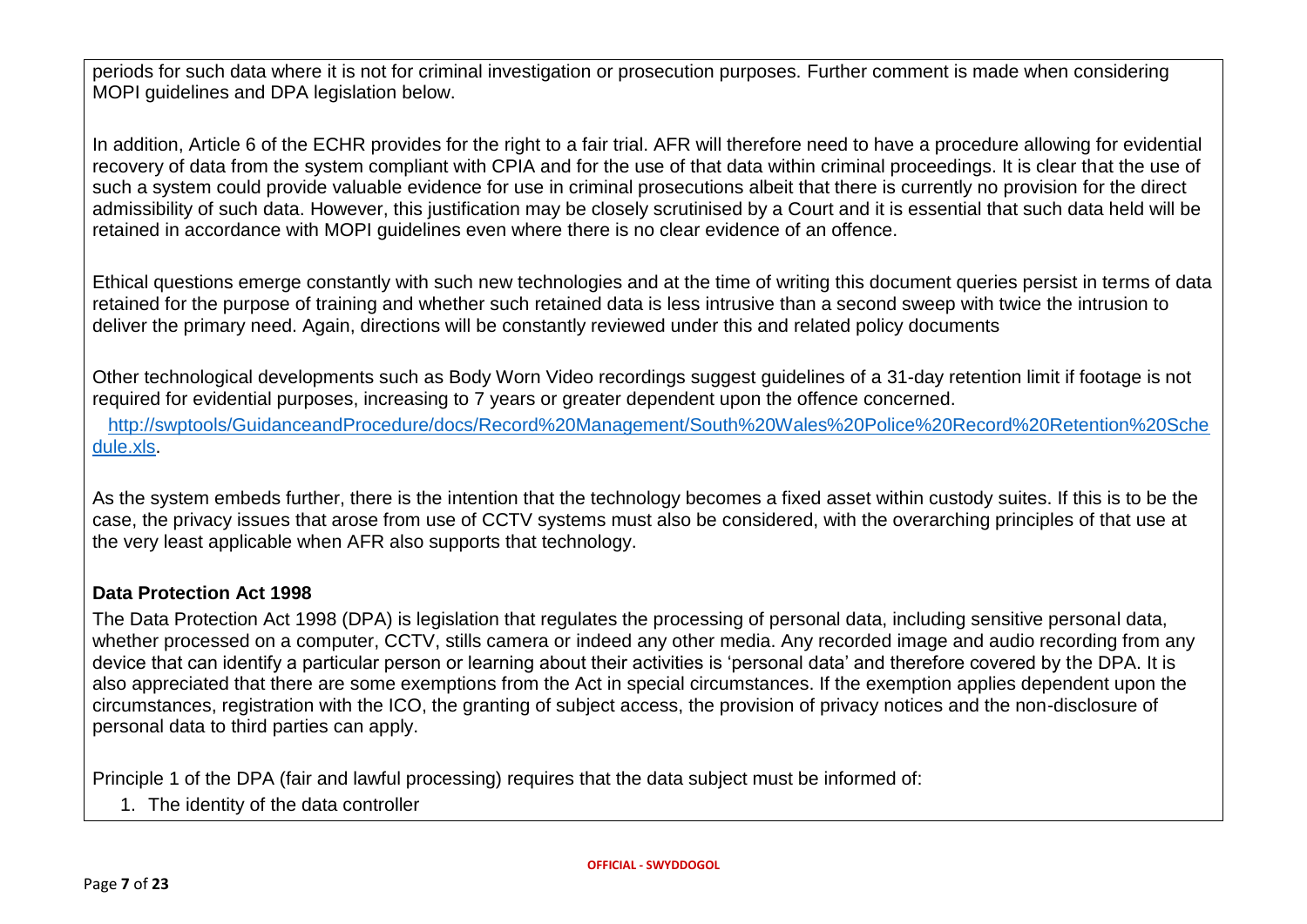periods for such data where it is not for criminal investigation or prosecution purposes. Further comment is made when considering MOPI guidelines and DPA legislation below.

In addition, Article 6 of the ECHR provides for the right to a fair trial. AFR will therefore need to have a procedure allowing for evidential recovery of data from the system compliant with CPIA and for the use of that data within criminal proceedings. It is clear that the use of such a system could provide valuable evidence for use in criminal prosecutions albeit that there is currently no provision for the direct admissibility of such data. However, this justification may be closely scrutinised by a Court and it is essential that such data held will be retained in accordance with MOPI guidelines even where there is no clear evidence of an offence.

Ethical questions emerge constantly with such new technologies and at the time of writing this document queries persist in terms of data retained for the purpose of training and whether such retained data is less intrusive than a second sweep with twice the intrusion to deliver the primary need. Again, directions will be constantly reviewed under this and related policy documents

Other technological developments such as Body Worn Video recordings suggest guidelines of a 31-day retention limit if footage is not required for evidential purposes, increasing to 7 years or greater dependent upon the offence concerned.

[http://swptools/GuidanceandProcedure/docs/Record%20Management/South%20Wales%20Police%20Record%20Retention%20Schedule.xls](http://swptools/GuidanceandProcedure/docs/Record%20Management/South%20Wales%20Police%20Record%20Retention%20Schedule.xls).

As the system embeds further, there is the intention that the technology becomes a fixed asset within custody suites. If this is to be the case, the privacy issues that arose from use of CCTV systems must also be considered, with the overarching principles of that use at the very least applicable when AFR also supports that technology.

## Data Protection Act 1998

The Data Protection Act 1998 (DPA) is legislation that regulates the processing of personal data, including sensitive personal data, whether processed on a computer, CCTV, stills camera or indeed any other media. Any recorded image and audio recording from any device that can identify a particular person or learning about their activities is 'personal data' and therefore covered by the DPA. It is also appreciated that there are some exemptions from the Act in special circumstances. If the exemption applies dependent upon the circumstances, registration with the ICO, the granting of subject access, the provision of privacy notices and the non-disclosure of personal data to third parties can apply.

Principle 1 of the DPA (fair and lawful processing) requires that the data subject must be informed of:

1. The identity of the data controller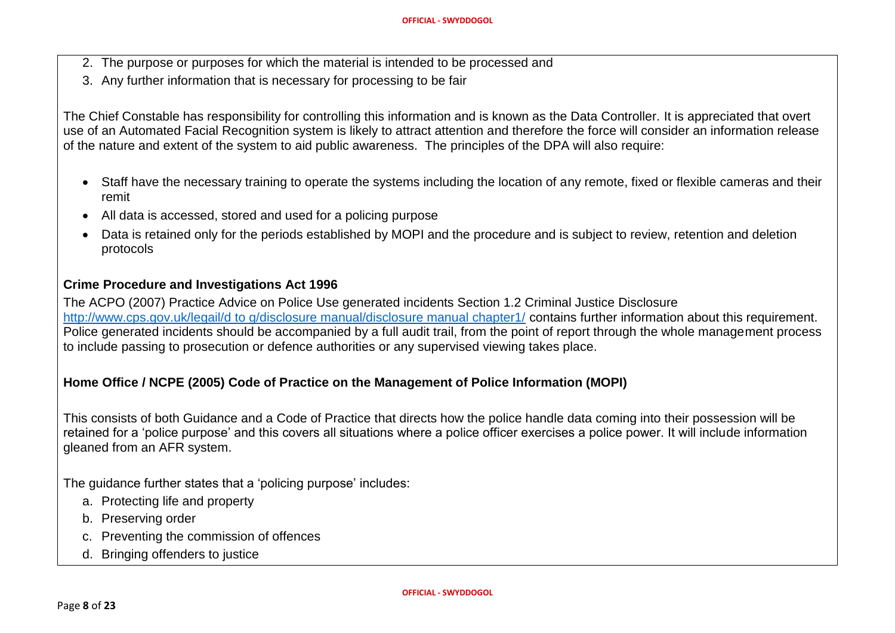2. The purpose or purposes for which the material is intended to be processed and
3. Any further information that is necessary for processing to be fair

The Chief Constable has responsibility for controlling this information and is known as the Data Controller. It is appreciated that overt use of an Automated Facial Recognition system is likely to attract attention and therefore the force will consider an information release of the nature and extent of the system to aid public awareness. The principles of the DPA will also require:

- Staff have the necessary training to operate the systems including the location of any remote, fixed or flexible cameras and their remit
- All data is accessed, stored and used for a policing purpose
- Data is retained only for the periods established by MOPI and the procedure and is subject to review, retention and deletion protocols

**Crime Procedure and Investigations Act 1996**

The ACPO (2007) Practice Advice on Police Use generated incidents Section 1.2 Criminal Justice Disclosure http://www.cps.gov.uk/legail/d to g/disclosure manual/disclosure manual chapter1/ contains further information about this requirement. Police generated incidents should be accompanied by a full audit trail, from the point of report through the whole management process to include passing to prosecution or defence authorities or any supervised viewing takes place.

**Home Office / NCPE (2005) Code of Practice on the Management of Police Information (MOPI)**

This consists of both Guidance and a Code of Practice that directs how the police handle data coming into their possession will be retained for a 'police purpose' and this covers all situations where a police officer exercises a police power. It will include information gleaned from an AFR system.

The guidance further states that a 'policing purpose' includes:

a. Protecting life and property
b. Preserving order
c. Preventing the commission of offences
d. Bringing offenders to justice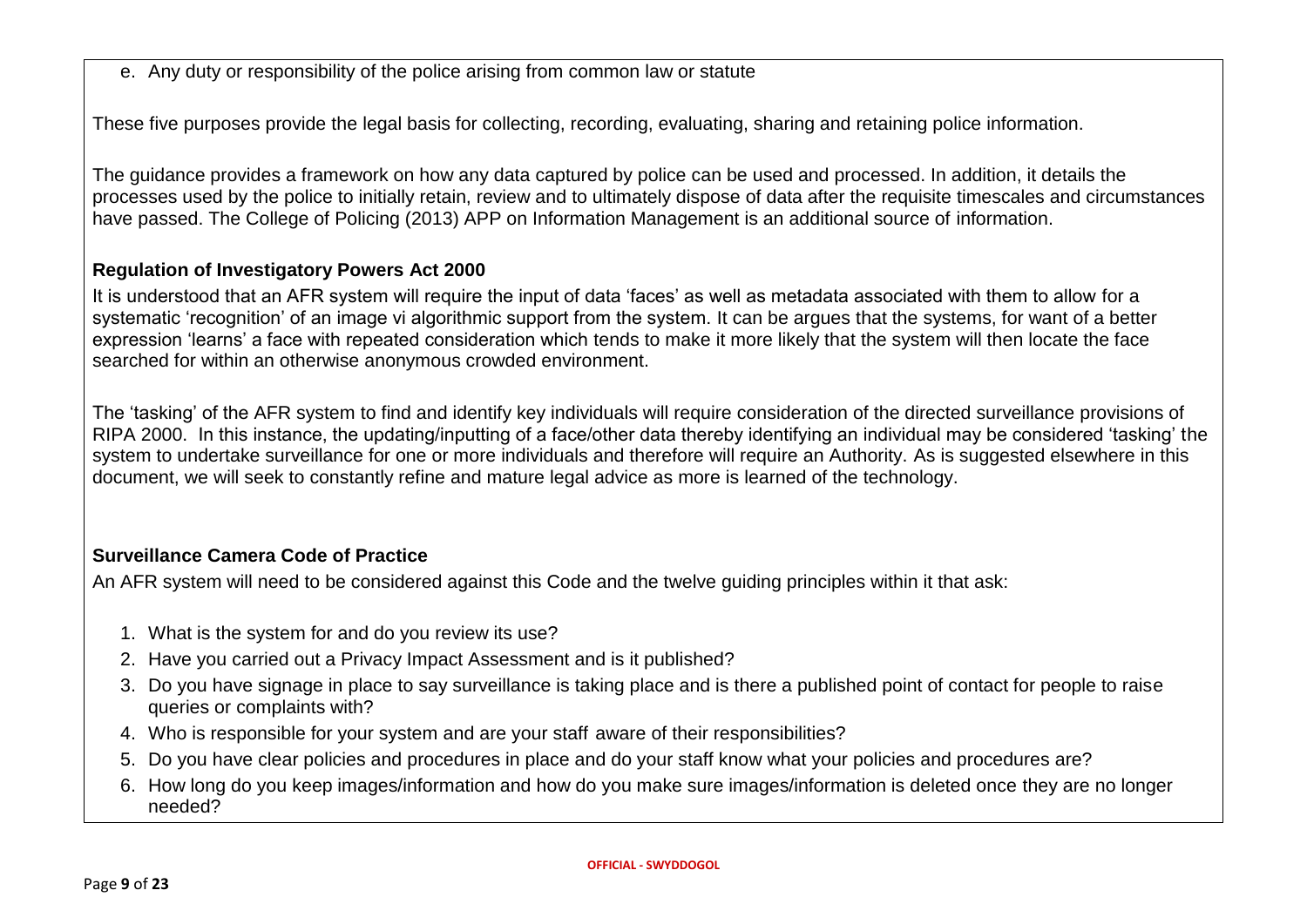e. Any duty or responsibility of the police arising from common law or statute

These five purposes provide the legal basis for collecting, recording, evaluating, sharing and retaining police information.

The guidance provides a framework on how any data captured by police can be used and processed. In addition, it details the processes used by the police to initially retain, review and to ultimately dispose of data after the requisite timescales and circumstances have passed. The College of Policing (2013) APP on Information Management is an additional source of information.

**Regulation of Investigatory Powers Act 2000**

It is understood that an AFR system will require the input of data 'faces' as well as metadata associated with them to allow for a systematic 'recognition' of an image vi algorithmic support from the system. It can be argues that the systems, for want of a better expression 'learns' a face with repeated consideration which tends to make it more likely that the system will then locate the face searched for within an otherwise anonymous crowded environment.

The 'tasking' of the AFR system to find and identify key individuals will require consideration of the directed surveillance provisions of RIPA 2000. In this instance, the updating/inputting of a face/other data thereby identifying an individual may be considered 'tasking' the system to undertake surveillance for one or more individuals and therefore will require an Authority. As is suggested elsewhere in this document, we will seek to constantly refine and mature legal advice as more is learned of the technology.

**Surveillance Camera Code of Practice**

An AFR system will need to be considered against this Code and the twelve guiding principles within it that ask:

1. What is the system for and do you review its use?
2. Have you carried out a Privacy Impact Assessment and is it published?
3. Do you have signage in place to say surveillance is taking place and is there a published point of contact for people to raise queries or complaints with?
4. Who is responsible for your system and are your staff aware of their responsibilities?
5. Do you have clear policies and procedures in place and do your staff know what your policies and procedures are?
6. How long do you keep images/information and how do you make sure images/information is deleted once they are no longer needed?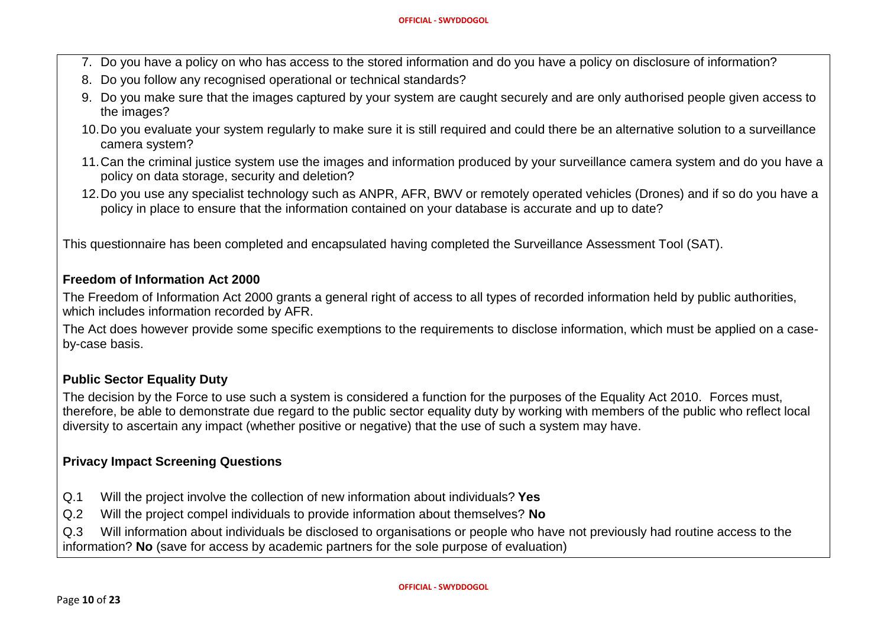7. Do you have a policy on who has access to the stored information and do you have a policy on disclosure of information?
8. Do you follow any recognised operational or technical standards?
9. Do you make sure that the images captured by your system are caught securely and are only authorised people given access to the images?
10. Do you evaluate your system regularly to make sure it is still required and could there be an alternative solution to a surveillance camera system?
11. Can the criminal justice system use the images and information produced by your surveillance camera system and do you have a policy on data storage, security and deletion?
12. Do you use any specialist technology such as ANPR, AFR, BWV or remotely operated vehicles (Drones) and if so do you have a policy in place to ensure that the information contained on your database is accurate and up to date?

This questionnaire has been completed and encapsulated having completed the Surveillance Assessment Tool (SAT).

**Freedom of Information Act 2000**

The Freedom of Information Act 2000 grants a general right of access to all types of recorded information held by public authorities, which includes information recorded by AFR.

The Act does however provide some specific exemptions to the requirements to disclose information, which must be applied on a case-by-case basis.

**Public Sector Equality Duty**

The decision by the Force to use such a system is considered a function for the purposes of the Equality Act 2010. Forces must, therefore, be able to demonstrate due regard to the public sector equality duty by working with members of the public who reflect local diversity to ascertain any impact (whether positive or negative) that the use of such a system may have.

**Privacy Impact Screening Questions**

Q.1 Will the project involve the collection of new information about individuals? **Yes**

Q.2 Will the project compel individuals to provide information about themselves? **No**

Q.3 Will information about individuals be disclosed to organisations or people who have not previously had routine access to the information? **No** (save for access by academic partners for the sole purpose of evaluation)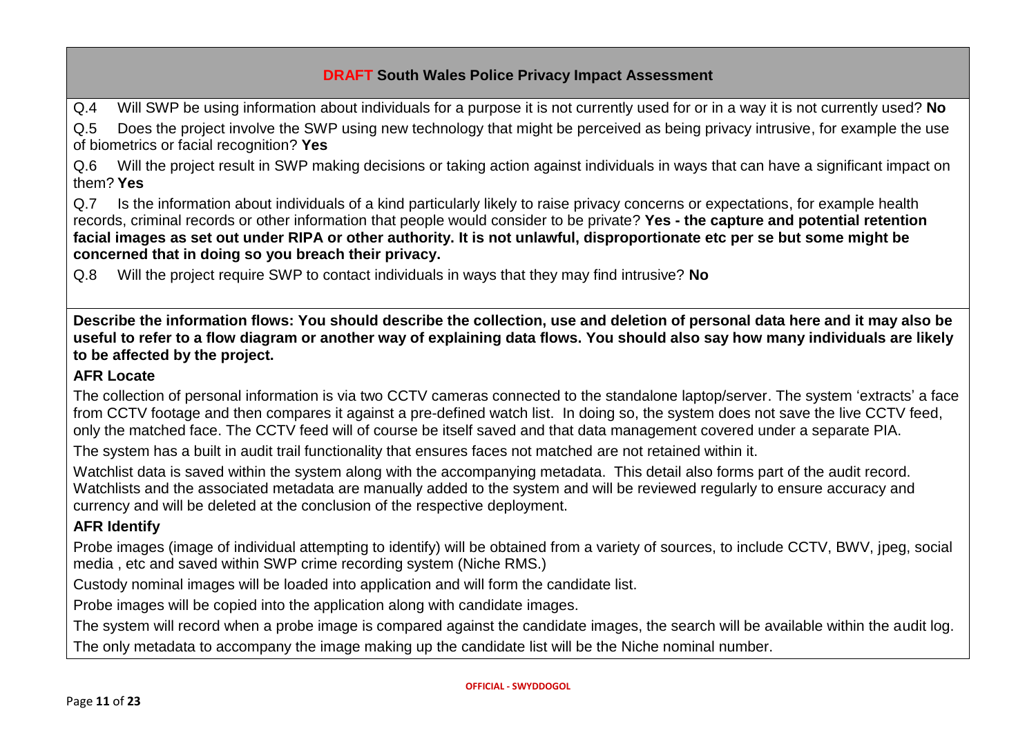**DRAFT South Wales Police Privacy Impact Assessment**

Q.4 Will SWP be using information about individuals for a purpose it is not currently used for or in a way it is not currently used? **No**

Q.5 Does the project involve the SWP using new technology that might be perceived as being privacy intrusive, for example the use of biometrics or facial recognition? **Yes**

Q.6 Will the project result in SWP making decisions or taking action against individuals in ways that can have a significant impact on them? **Yes**

Q.7 Is the information about individuals of a kind particularly likely to raise privacy concerns or expectations, for example health records, criminal records or other information that people would consider to be private? **Yes - the capture and potential retention facial images as set out under RIPA or other authority. It is not unlawful, disproportionate etc per se but some might be concerned that in doing so you breach their privacy.**

Q.8 Will the project require SWP to contact individuals in ways that they may find intrusive? **No**

**Describe the information flows: You should describe the collection, use and deletion of personal data here and it may also be useful to refer to a flow diagram or another way of explaining data flows. You should also say how many individuals are likely to be affected by the project.**

**AFR Locate**

The collection of personal information is via two CCTV cameras connected to the standalone laptop/server. The system 'extracts' a face from CCTV footage and then compares it against a pre-defined watch list. In doing so, the system does not save the live CCTV feed, only the matched face. The CCTV feed will of course be itself saved and that data management covered under a separate PIA.

The system has a built in audit trail functionality that ensures faces not matched are not retained within it.

Watchlist data is saved within the system along with the accompanying metadata. This detail also forms part of the audit record. Watchlists and the associated metadata are manually added to the system and will be reviewed regularly to ensure accuracy and currency and will be deleted at the conclusion of the respective deployment.

**AFR Identify**

Probe images (image of individual attempting to identify) will be obtained from a variety of sources, to include CCTV, BWV, jpeg, social media , etc and saved within SWP crime recording system (Niche RMS.)

Custody nominal images will be loaded into application and will form the candidate list.

Probe images will be copied into the application along with candidate images.

The system will record when a probe image is compared against the candidate images, the search will be available within the audit log.

The only metadata to accompany the image making up the candidate list will be the Niche nominal number.

**OFFICIAL - SWYDDOGOL**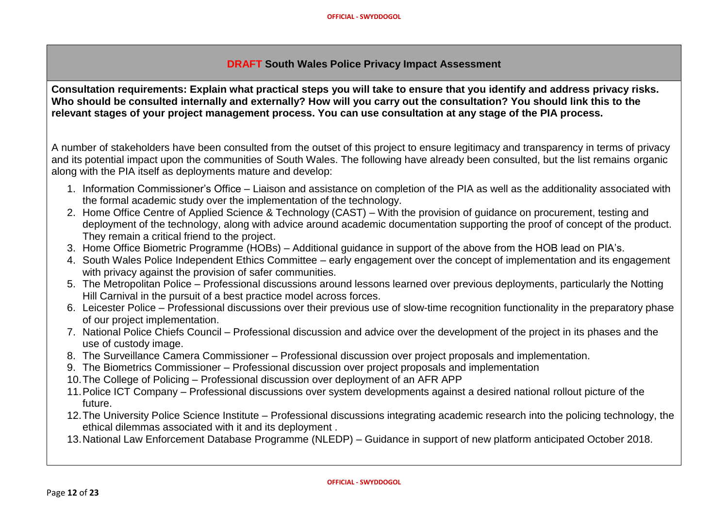## DRAFT South Wales Police Privacy Impact Assessment

**Consultation requirements: Explain what practical steps you will take to ensure that you identify and address privacy risks. Who should be consulted internally and externally? How will you carry out the consultation? You should link this to the relevant stages of your project management process. You can use consultation at any stage of the PIA process.**

A number of stakeholders have been consulted from the outset of this project to ensure legitimacy and transparency in terms of privacy and its potential impact upon the communities of South Wales. The following have already been consulted, but the list remains organic along with the PIA itself as deployments mature and develop:

1. Information Commissioner's Office – Liaison and assistance on completion of the PIA as well as the additionality associated with the formal academic study over the implementation of the technology.
2. Home Office Centre of Applied Science & Technology (CAST) – With the provision of guidance on procurement, testing and deployment of the technology, along with advice around academic documentation supporting the proof of concept of the product. They remain a critical friend to the project.
3. Home Office Biometric Programme (HOBs) – Additional guidance in support of the above from the HOB lead on PIA's.
4. South Wales Police Independent Ethics Committee – early engagement over the concept of implementation and its engagement with privacy against the provision of safer communities.
5. The Metropolitan Police – Professional discussions around lessons learned over previous deployments, particularly the Notting Hill Carnival in the pursuit of a best practice model across forces.
6. Leicester Police – Professional discussions over their previous use of slow-time recognition functionality in the preparatory phase of our project implementation.
7. National Police Chiefs Council – Professional discussion and advice over the development of the project in its phases and the use of custody image.
8. The Surveillance Camera Commissioner – Professional discussion over project proposals and implementation.
9. The Biometrics Commissioner – Professional discussion over project proposals and implementation
10. The College of Policing – Professional discussion over deployment of an AFR APP
11. Police ICT Company – Professional discussions over system developments against a desired national rollout picture of the future.
12. The University Police Science Institute – Professional discussions integrating academic research into the policing technology, the ethical dilemmas associated with it and its deployment .
13. National Law Enforcement Database Programme (NLEDP) – Guidance in support of new platform anticipated October 2018.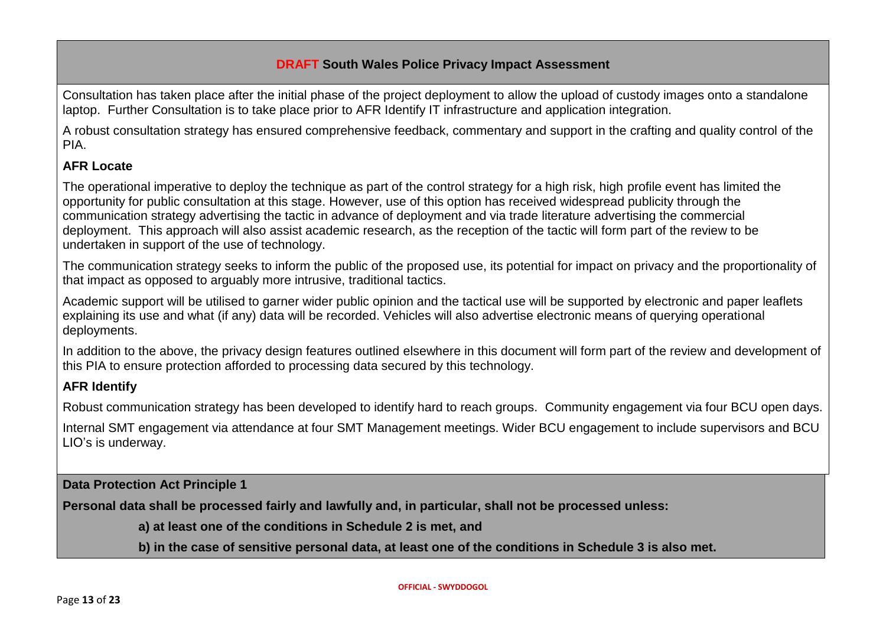**DRAFT South Wales Police Privacy Impact Assessment**

Consultation has taken place after the initial phase of the project deployment to allow the upload of custody images onto a standalone laptop. Further Consultation is to take place prior to AFR Identify IT infrastructure and application integration.

A robust consultation strategy has ensured comprehensive feedback, commentary and support in the crafting and quality control of the PIA.

**AFR Locate**

The operational imperative to deploy the technique as part of the control strategy for a high risk, high profile event has limited the opportunity for public consultation at this stage. However, use of this option has received widespread publicity through the communication strategy advertising the tactic in advance of deployment and via trade literature advertising the commercial deployment. This approach will also assist academic research, as the reception of the tactic will form part of the review to be undertaken in support of the use of technology.

The communication strategy seeks to inform the public of the proposed use, its potential for impact on privacy and the proportionality of that impact as opposed to arguably more intrusive, traditional tactics.

Academic support will be utilised to garner wider public opinion and the tactical use will be supported by electronic and paper leaflets explaining its use and what (if any) data will be recorded. Vehicles will also advertise electronic means of querying operational deployments.

In addition to the above, the privacy design features outlined elsewhere in this document will form part of the review and development of this PIA to ensure protection afforded to processing data secured by this technology.

**AFR Identify**

Robust communication strategy has been developed to identify hard to reach groups. Community engagement via four BCU open days.

Internal SMT engagement via attendance at four SMT Management meetings. Wider BCU engagement to include supervisors and BCU LIO's is underway.

**Data Protection Act Principle 1**

**Personal data shall be processed fairly and lawfully and, in particular, shall not be processed unless:**

**a) at least one of the conditions in Schedule 2 is met, and**

**b) in the case of sensitive personal data, at least one of the conditions in Schedule 3 is also met.**

OFFICIAL - SWYDDOGOL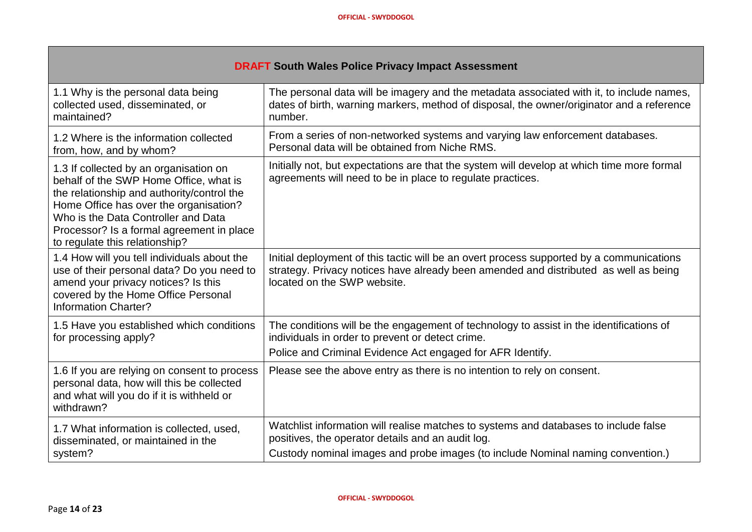| **DRAFT South Wales Police Privacy Impact Assessment** | |
|---|---|
| 1.1 Why is the personal data being collected used, disseminated, or maintained? | The personal data will be imagery and the metadata associated with it, to include names, dates of birth, warning markers, method of disposal, the owner/originator and a reference number. |
| 1.2 Where is the information collected from, how, and by whom? | From a series of non-networked systems and varying law enforcement databases. Personal data will be obtained from Niche RMS. |
| 1.3 If collected by an organisation on behalf of the SWP Home Office, what is the relationship and authority/control the Home Office has over the organisation? Who is the Data Controller and Data Processor? Is a formal agreement in place to regulate this relationship? | Initially not, but expectations are that the system will develop at which time more formal agreements will need to be in place to regulate practices. |
| 1.4 How will you tell individuals about the use of their personal data? Do you need to amend your privacy notices? Is this covered by the Home Office Personal Information Charter? | Initial deployment of this tactic will be an overt process supported by a communications strategy. Privacy notices have already been amended and distributed as well as being located on the SWP website. |
| 1.5 Have you established which conditions for processing apply? | The conditions will be the engagement of technology to assist in the identifications of individuals in order to prevent or detect crime.<br>Police and Criminal Evidence Act engaged for AFR Identify. |
| 1.6 If you are relying on consent to process personal data, how will this be collected and what will you do if it is withheld or withdrawn? | Please see the above entry as there is no intention to rely on consent. |
| 1.7 What information is collected, used, disseminated, or maintained in the system? | Watchlist information will realise matches to systems and databases to include false positives, the operator details and an audit log.<br>Custody nominal images and probe images (to include Nominal naming convention.) |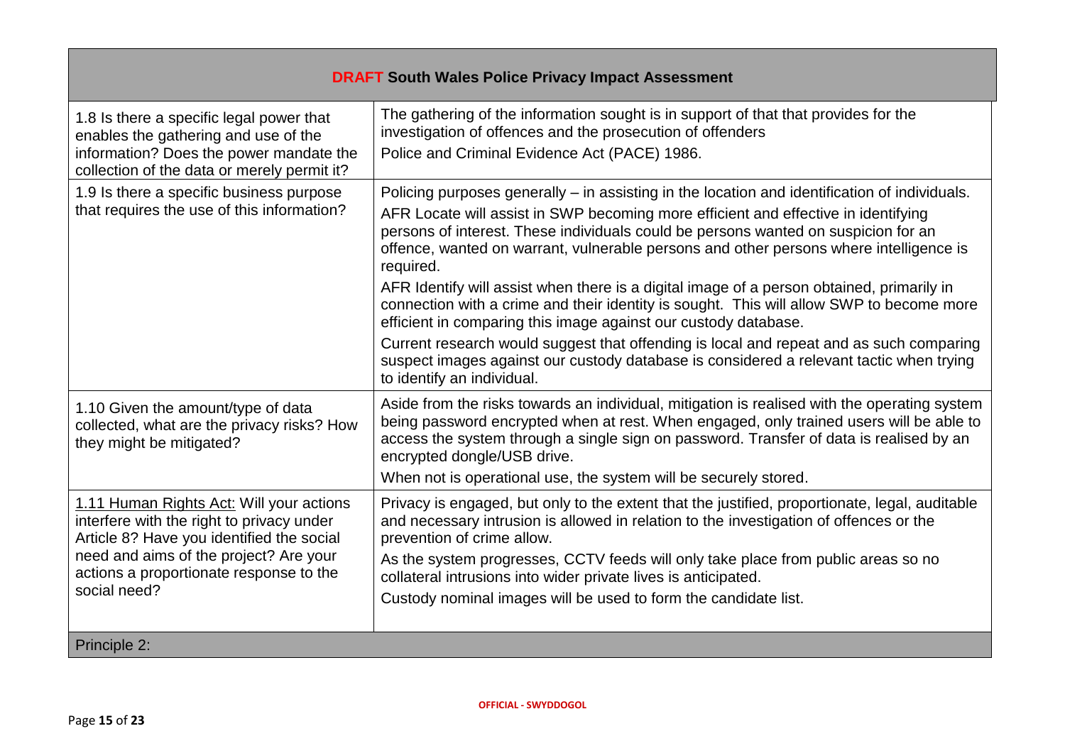| **DRAFT South Wales Police Privacy Impact Assessment** | |
|---|---|
| 1.8 Is there a specific legal power that enables the gathering and use of the information? Does the power mandate the collection of the data or merely permit it? | The gathering of the information sought is in support of that that provides for the investigation of offences and the prosecution of offenders<br>Police and Criminal Evidence Act (PACE) 1986. |
| 1.9 Is there a specific business purpose that requires the use of this information? | Policing purposes generally – in assisting in the location and identification of individuals.<br>AFR Locate will assist in SWP becoming more efficient and effective in identifying persons of interest. These individuals could be persons wanted on suspicion for an offence, wanted on warrant, vulnerable persons and other persons where intelligence is required.<br>AFR Identify will assist when there is a digital image of a person obtained, primarily in connection with a crime and their identity is sought. This will allow SWP to become more efficient in comparing this image against our custody database.<br>Current research would suggest that offending is local and repeat and as such comparing suspect images against our custody database is considered a relevant tactic when trying to identify an individual. |
| 1.10 Given the amount/type of data collected, what are the privacy risks? How they might be mitigated? | Aside from the risks towards an individual, mitigation is realised with the operating system being password encrypted when at rest. When engaged, only trained users will be able to access the system through a single sign on password. Transfer of data is realised by an encrypted dongle/USB drive.<br>When not is operational use, the system will be securely stored. |
| 1.11 Human Rights Act: Will your actions interfere with the right to privacy under Article 8? Have you identified the social need and aims of the project? Are your actions a proportionate response to the social need? | Privacy is engaged, but only to the extent that the justified, proportionate, legal, auditable and necessary intrusion is allowed in relation to the investigation of offences or the prevention of crime allow.<br>As the system progresses, CCTV feeds will only take place from public areas so no collateral intrusions into wider private lives is anticipated.<br>Custody nominal images will be used to form the candidate list. |
| Principle 2: | |

OFFICIAL - SWYDDOGOL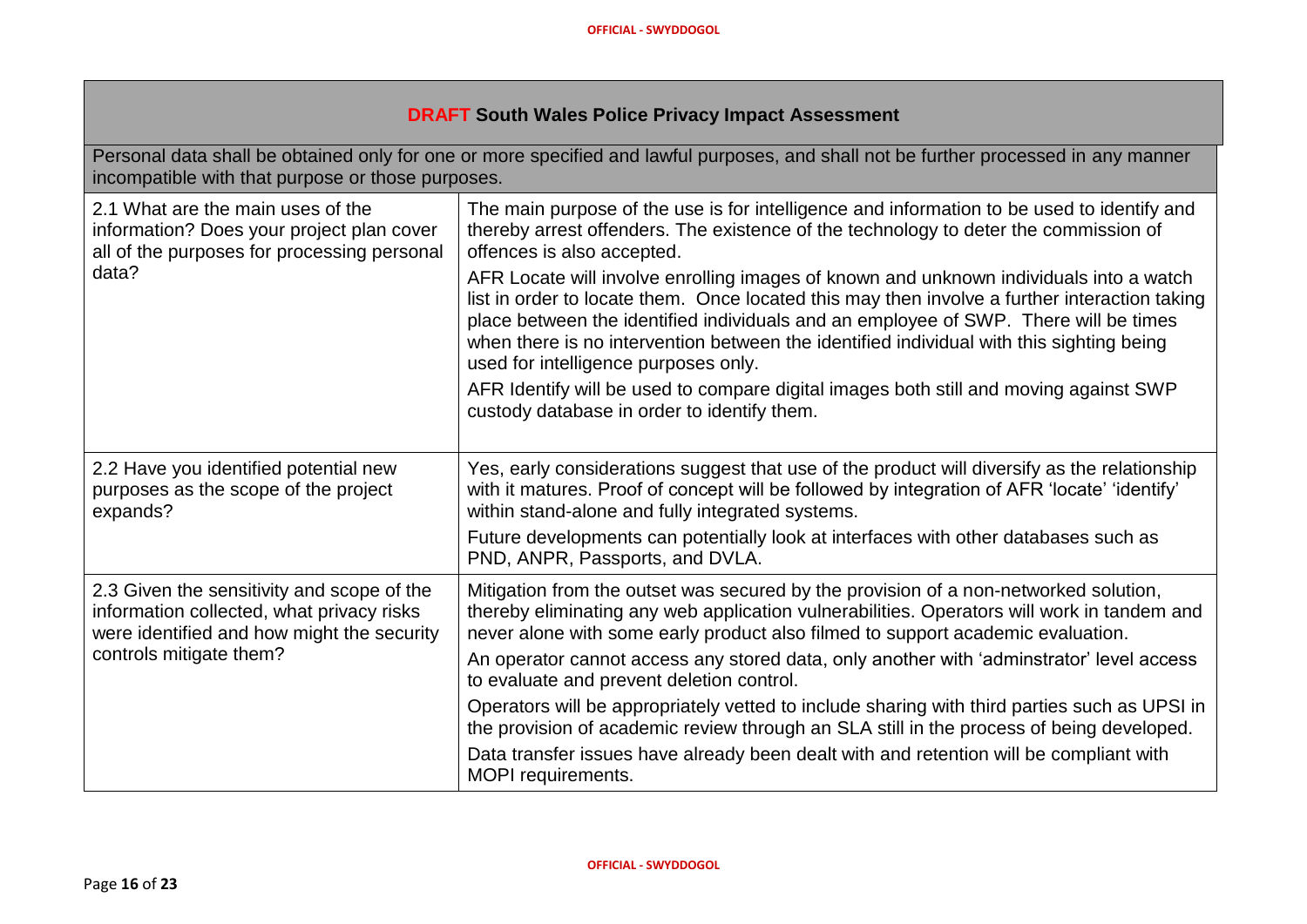| DRAFT South Wales Police Privacy Impact Assessment | |
|---|---|
| Personal data shall be obtained only for one or more specified and lawful purposes, and shall not be further processed in any manner incompatible with that purpose or those purposes. | |
| 2.1 What are the main uses of the information? Does your project plan cover all of the purposes for processing personal data? | The main purpose of the use is for intelligence and information to be used to identify and thereby arrest offenders. The existence of the technology to deter the commission of offences is also accepted.<br><br>AFR Locate will involve enrolling images of known and unknown individuals into a watch list in order to locate them. Once located this may then involve a further interaction taking place between the identified individuals and an employee of SWP. There will be times when there is no intervention between the identified individual with this sighting being used for intelligence purposes only.<br><br>AFR Identify will be used to compare digital images both still and moving against SWP custody database in order to identify them. |
| 2.2 Have you identified potential new purposes as the scope of the project expands? | Yes, early considerations suggest that use of the product will diversify as the relationship with it matures. Proof of concept will be followed by integration of AFR 'locate' 'identify' within stand-alone and fully integrated systems.<br><br>Future developments can potentially look at interfaces with other databases such as PND, ANPR, Passports, and DVLA. |
| 2.3 Given the sensitivity and scope of the information collected, what privacy risks were identified and how might the security controls mitigate them? | Mitigation from the outset was secured by the provision of a non-networked solution, thereby eliminating any web application vulnerabilities. Operators will work in tandem and never alone with some early product also filmed to support academic evaluation.<br><br>An operator cannot access any stored data, only another with 'adminstrator' level access to evaluate and prevent deletion control.<br><br>Operators will be appropriately vetted to include sharing with third parties such as UPSI in the provision of academic review through an SLA still in the process of being developed.<br><br>Data transfer issues have already been dealt with and retention will be compliant with MOPI requirements. |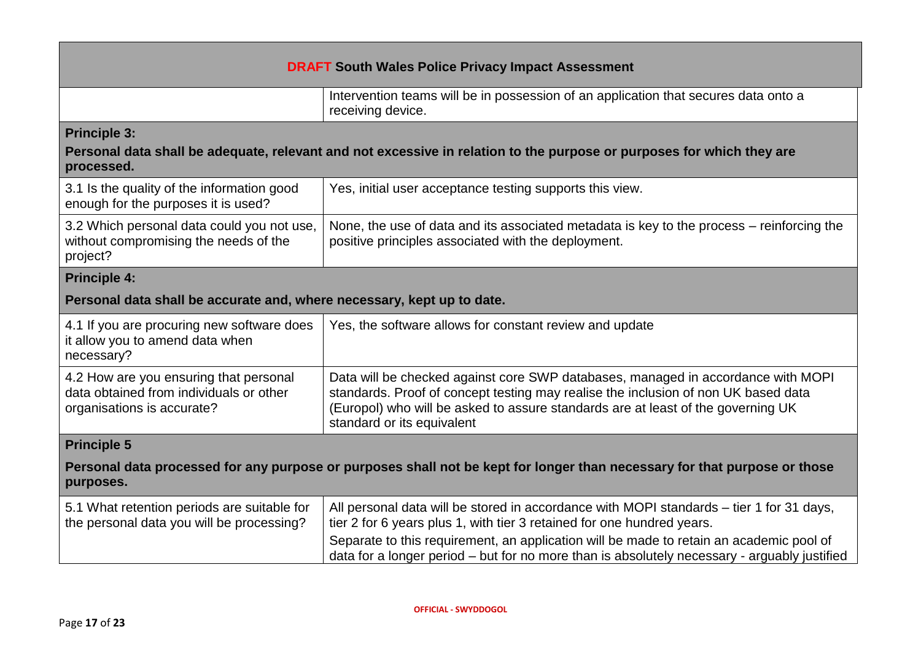| **DRAFT South Wales Police Privacy Impact Assessment** | |
|---|---|
| | Intervention teams will be in possession of an application that secures data onto a receiving device. |
| **Principle 3:** **Personal data shall be adequate, relevant and not excessive in relation to the purpose or purposes for which they are processed.** | |
| 3.1 Is the quality of the information good enough for the purposes it is used? | Yes, initial user acceptance testing supports this view. |
| 3.2 Which personal data could you not use, without compromising the needs of the project? | None, the use of data and its associated metadata is key to the process – reinforcing the positive principles associated with the deployment. |
| **Principle 4:** **Personal data shall be accurate and, where necessary, kept up to date.** | |
| 4.1 If you are procuring new software does it allow you to amend data when necessary? | Yes, the software allows for constant review and update |
| 4.2 How are you ensuring that personal data obtained from individuals or other organisations is accurate? | Data will be checked against core SWP databases, managed in accordance with MOPI standards. Proof of concept testing may realise the inclusion of non UK based data (Europol) who will be asked to assure standards are at least of the governing UK standard or its equivalent |
| **Principle 5** **Personal data processed for any purpose or purposes shall not be kept for longer than necessary for that purpose or those purposes.** | |
| 5.1 What retention periods are suitable for the personal data you will be processing? | All personal data will be stored in accordance with MOPI standards – tier 1 for 31 days, tier 2 for 6 years plus 1, with tier 3 retained for one hundred years. Separate to this requirement, an application will be made to retain an academic pool of data for a longer period – but for no more than is absolutely necessary - arguably justified |

OFFICIAL - SWYDDOGOL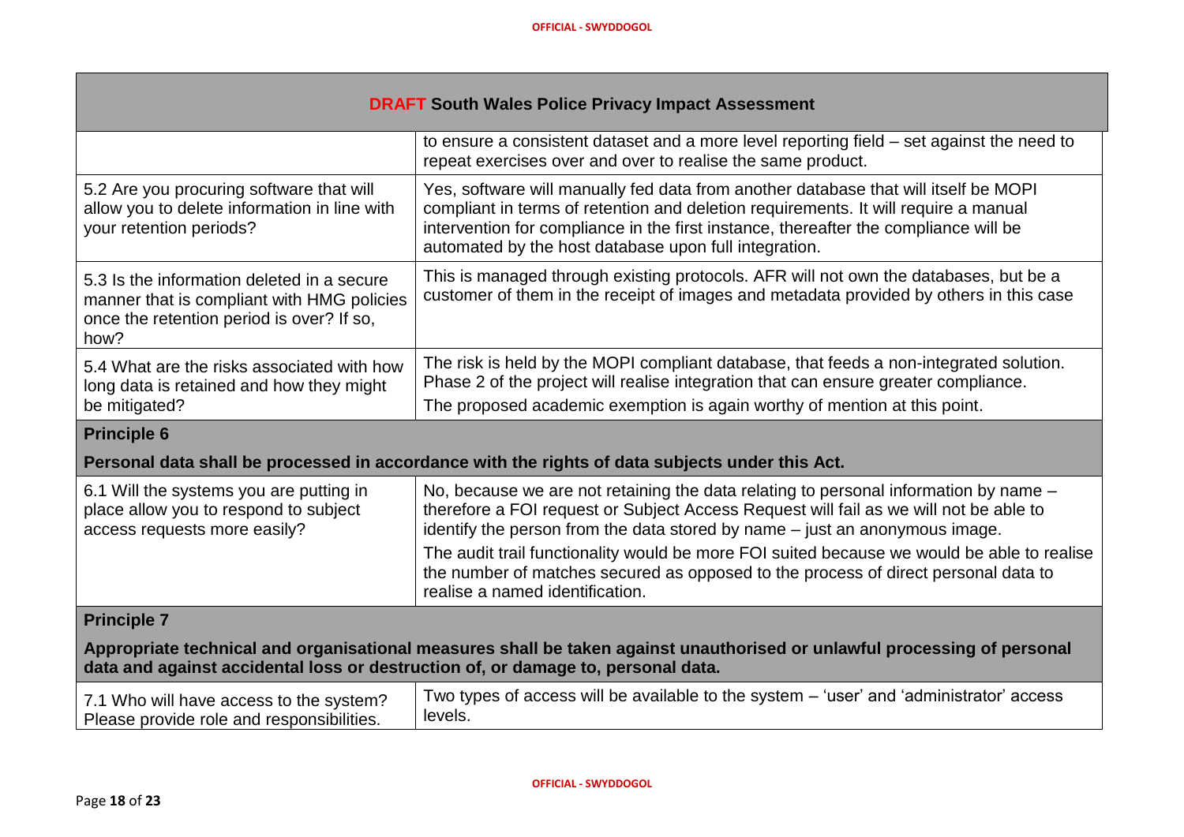| DRAFT South Wales Police Privacy Impact Assessment | |
|---|---|
| | to ensure a consistent dataset and a more level reporting field – set against the need to repeat exercises over and over to realise the same product. |
| 5.2 Are you procuring software that will allow you to delete information in line with your retention periods? | Yes, software will manually fed data from another database that will itself be MOPI compliant in terms of retention and deletion requirements. It will require a manual intervention for compliance in the first instance, thereafter the compliance will be automated by the host database upon full integration. |
| 5.3 Is the information deleted in a secure manner that is compliant with HMG policies once the retention period is over? If so, how? | This is managed through existing protocols. AFR will not own the databases, but be a customer of them in the receipt of images and metadata provided by others in this case |
| 5.4 What are the risks associated with how long data is retained and how they might be mitigated? | The risk is held by the MOPI compliant database, that feeds a non-integrated solution. Phase 2 of the project will realise integration that can ensure greater compliance.<br>The proposed academic exemption is again worthy of mention at this point. |
| **Principle 6**<br>**Personal data shall be processed in accordance with the rights of data subjects under this Act.** | |
| 6.1 Will the systems you are putting in place allow you to respond to subject access requests more easily? | No, because we are not retaining the data relating to personal information by name – therefore a FOI request or Subject Access Request will fail as we will not be able to identify the person from the data stored by name – just an anonymous image.<br>The audit trail functionality would be more FOI suited because we would be able to realise the number of matches secured as opposed to the process of direct personal data to realise a named identification. |
| **Principle 7**<br>**Appropriate technical and organisational measures shall be taken against unauthorised or unlawful processing of personal data and against accidental loss or destruction of, or damage to, personal data.** | |
| 7.1 Who will have access to the system? Please provide role and responsibilities. | Two types of access will be available to the system – 'user' and 'administrator' access levels. |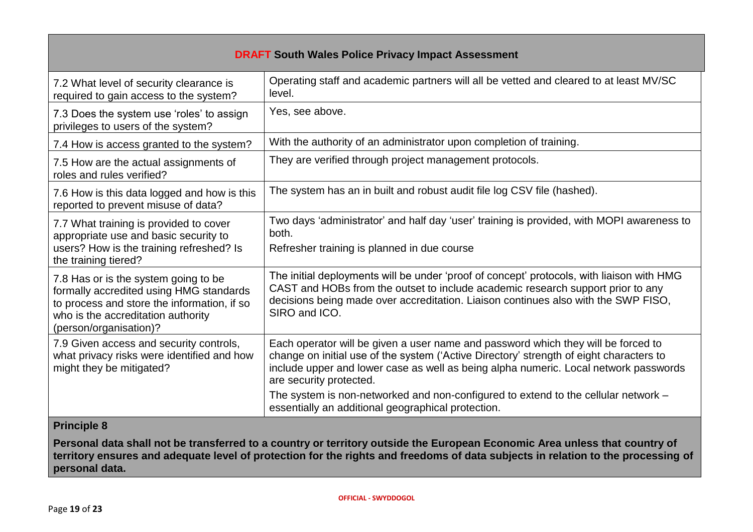| **DRAFT South Wales Police Privacy Impact Assessment** | |
|---|---|
| 7.2 What level of security clearance is required to gain access to the system? | Operating staff and academic partners will all be vetted and cleared to at least MV/SC level. |
| 7.3 Does the system use 'roles' to assign privileges to users of the system? | Yes, see above. |
| 7.4 How is access granted to the system? | With the authority of an administrator upon completion of training. |
| 7.5 How are the actual assignments of roles and rules verified? | They are verified through project management protocols. |
| 7.6 How is this data logged and how is this reported to prevent misuse of data? | The system has an in built and robust audit file log CSV file (hashed). |
| 7.7 What training is provided to cover appropriate use and basic security to users? How is the training refreshed? Is the training tiered? | Two days 'administrator' and half day 'user' training is provided, with MOPI awareness to both.<br>Refresher training is planned in due course |
| 7.8 Has or is the system going to be formally accredited using HMG standards to process and store the information, if so who is the accreditation authority (person/organisation)? | The initial deployments will be under 'proof of concept' protocols, with liaison with HMG CAST and HOBs from the outset to include academic research support prior to any decisions being made over accreditation. Liaison continues also with the SWP FISO, SIRO and ICO. |
| 7.9 Given access and security controls, what privacy risks were identified and how might they be mitigated? | Each operator will be given a user name and password which they will be forced to change on initial use of the system ('Active Directory' strength of eight characters to include upper and lower case as well as being alpha numeric. Local network passwords are security protected.<br>The system is non-networked and non-configured to extend to the cellular network – essentially an additional geographical protection. |

**Principle 8**

**Personal data shall not be transferred to a country or territory outside the European Economic Area unless that country of territory ensures and adequate level of protection for the rights and freedoms of data subjects in relation to the processing of personal data.**

OFFICIAL - SWYDDOGOL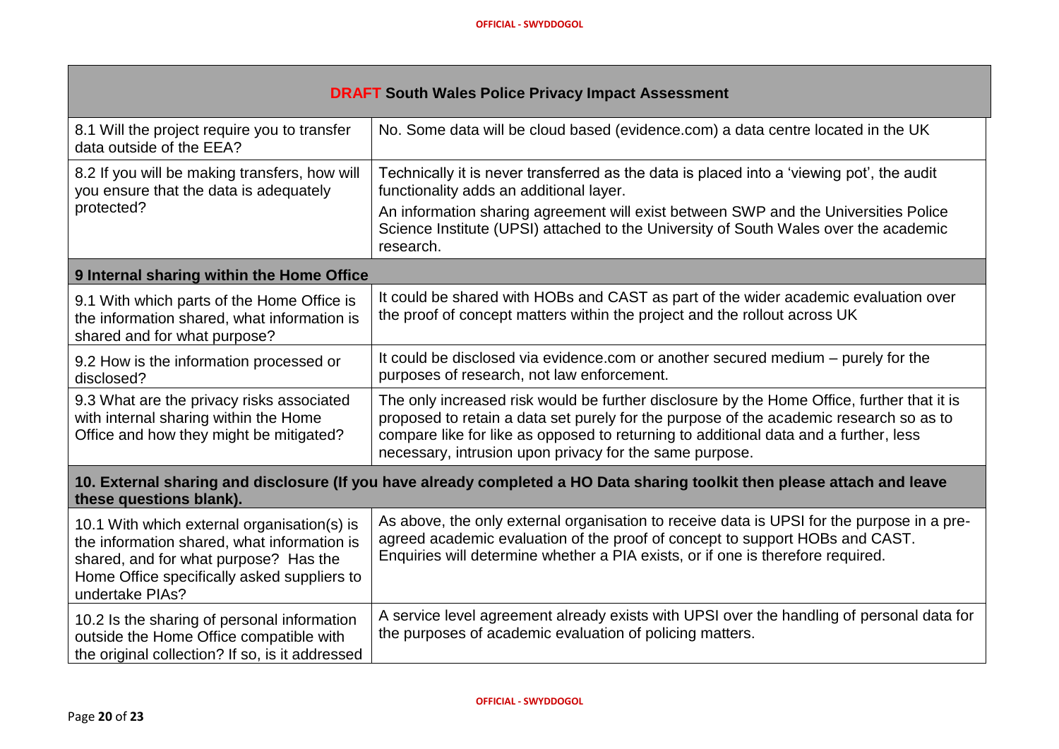| **DRAFT South Wales Police Privacy Impact Assessment** | |
|---|---|
| 8.1 Will the project require you to transfer data outside of the EEA? | No. Some data will be cloud based (evidence.com) a data centre located in the UK |
| 8.2 If you will be making transfers, how will you ensure that the data is adequately protected? | Technically it is never transferred as the data is placed into a 'viewing pot', the audit functionality adds an additional layer.<br>An information sharing agreement will exist between SWP and the Universities Police Science Institute (UPSI) attached to the University of South Wales over the academic research. |
| **9 Internal sharing within the Home Office** | |
| 9.1 With which parts of the Home Office is the information shared, what information is shared and for what purpose? | It could be shared with HOBs and CAST as part of the wider academic evaluation over the proof of concept matters within the project and the rollout across UK |
| 9.2 How is the information processed or disclosed? | It could be disclosed via evidence.com or another secured medium – purely for the purposes of research, not law enforcement. |
| 9.3 What are the privacy risks associated with internal sharing within the Home Office and how they might be mitigated? | The only increased risk would be further disclosure by the Home Office, further that it is proposed to retain a data set purely for the purpose of the academic research so as to compare like for like as opposed to returning to additional data and a further, less necessary, intrusion upon privacy for the same purpose. |
| **10. External sharing and disclosure (If you have already completed a HO Data sharing toolkit then please attach and leave these questions blank).** | |
| 10.1 With which external organisation(s) is the information shared, what information is shared, and for what purpose? Has the Home Office specifically asked suppliers to undertake PIAs? | As above, the only external organisation to receive data is UPSI for the purpose in a pre-agreed academic evaluation of the proof of concept to support HOBs and CAST. Enquiries will determine whether a PIA exists, or if one is therefore required. |
| 10.2 Is the sharing of personal information outside the Home Office compatible with the original collection? If so, is it addressed | A service level agreement already exists with UPSI over the handling of personal data for the purposes of academic evaluation of policing matters. |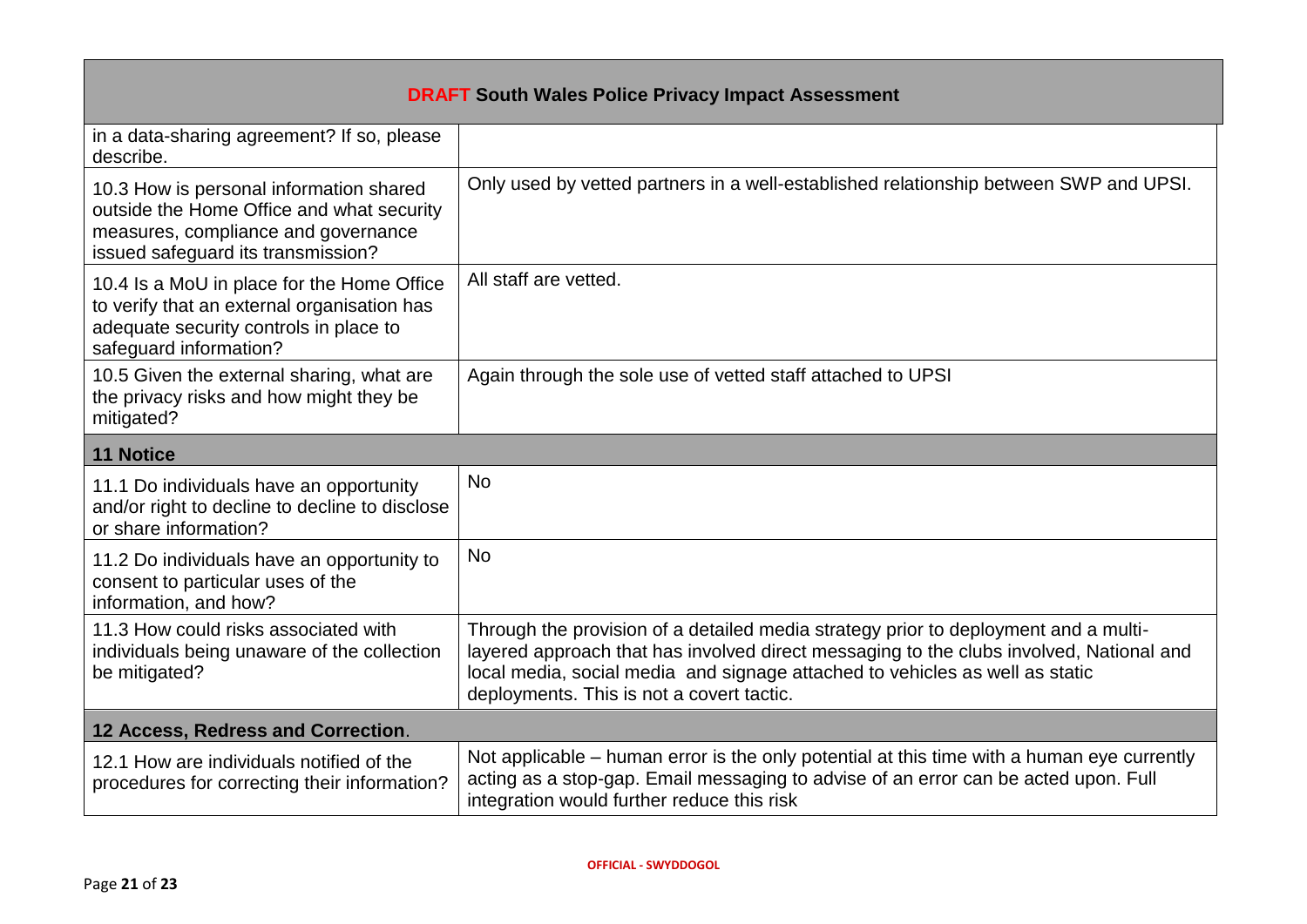| | |
|---|---|
| in a data-sharing agreement? If so, please describe. | |
| 10.3 How is personal information shared outside the Home Office and what security measures, compliance and governance issued safeguard its transmission? | Only used by vetted partners in a well-established relationship between SWP and UPSI. |
| 10.4 Is a MoU in place for the Home Office to verify that an external organisation has adequate security controls in place to safeguard information? | All staff are vetted. |
| 10.5 Given the external sharing, what are the privacy risks and how might they be mitigated? | Again through the sole use of vetted staff attached to UPSI |
| **11 Notice** | |
| 11.1 Do individuals have an opportunity and/or right to decline to decline to disclose or share information? | No |
| 11.2 Do individuals have an opportunity to consent to particular uses of the information, and how? | No |
| 11.3 How could risks associated with individuals being unaware of the collection be mitigated? | Through the provision of a detailed media strategy prior to deployment and a multi-layered approach that has involved direct messaging to the clubs involved, National and local media, social media and signage attached to vehicles as well as static deployments. This is not a covert tactic. |
| **12 Access, Redress and Correction**. | |
| 12.1 How are individuals notified of the procedures for correcting their information? | Not applicable – human error is the only potential at this time with a human eye currently acting as a stop-gap. Email messaging to advise of an error can be acted upon. Full integration would further reduce this risk |

OFFICIAL - SWYDDOGOL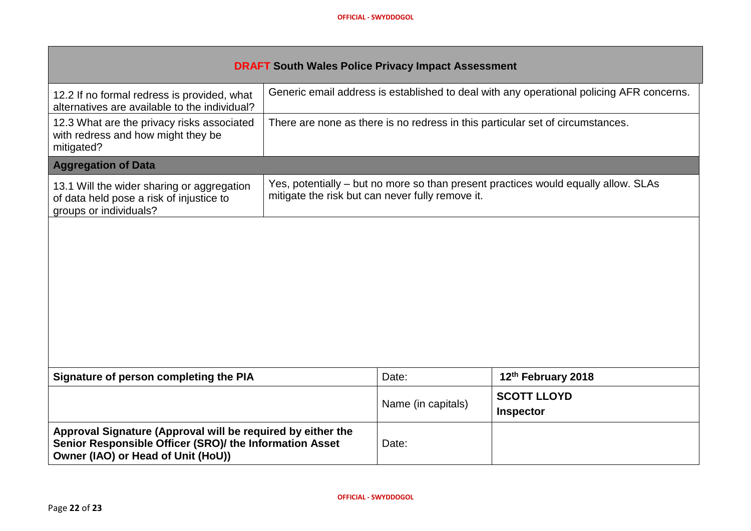| **DRAFT South Wales Police Privacy Impact Assessment** | |
|---|---|
| 12.2 If no formal redress is provided, what alternatives are available to the individual? | Generic email address is established to deal with any operational policing AFR concerns. |
| 12.3 What are the privacy risks associated with redress and how might they be mitigated? | There are none as there is no redress in this particular set of circumstances. |
| **Aggregation of Data** | |
| 13.1 Will the wider sharing or aggregation of data held pose a risk of injustice to groups or individuals? | Yes, potentially – but no more so than present practices would equally allow. SLAs mitigate the risk but can never fully remove it. |

| **Signature of person completing the PIA** | Date: | **12th February 2018** |
|---|---|---|
| | Name (in capitals) | **SCOTT LLOYD**<br>**Inspector** |
| **Approval Signature (Approval will be required by either the Senior Responsible Officer (SRO)/ the Information Asset Owner (IAO) or Head of Unit (HoU))** | Date: | |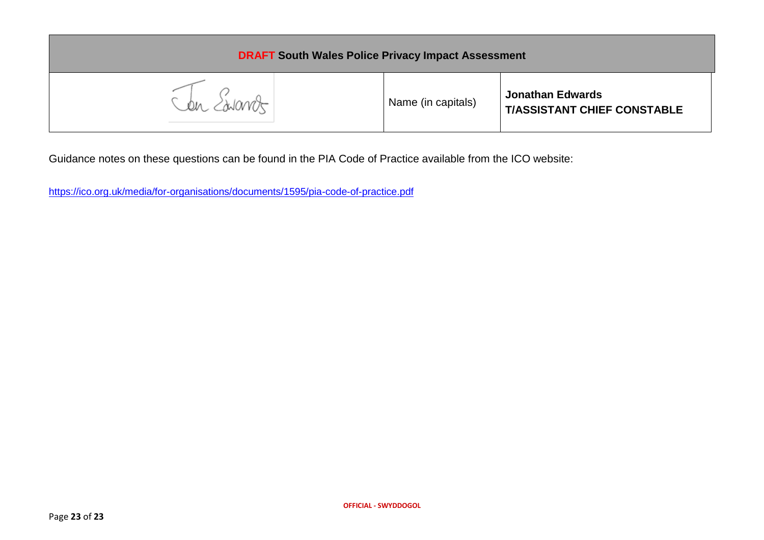| **DRAFT South Wales Police Privacy Impact Assessment** | | |
|---|---|---|
| Jon Edwards | Name (in capitals) | **Jonathan Edwards**<br>**T/ASSISTANT CHIEF CONSTABLE** |

Guidance notes on these questions can be found in the PIA Code of Practice available from the ICO website:

https://ico.org.uk/media/for-organisations/documents/1595/pia-code-of-practice.pdf

**OFFICIAL - SWYDDOGOL**